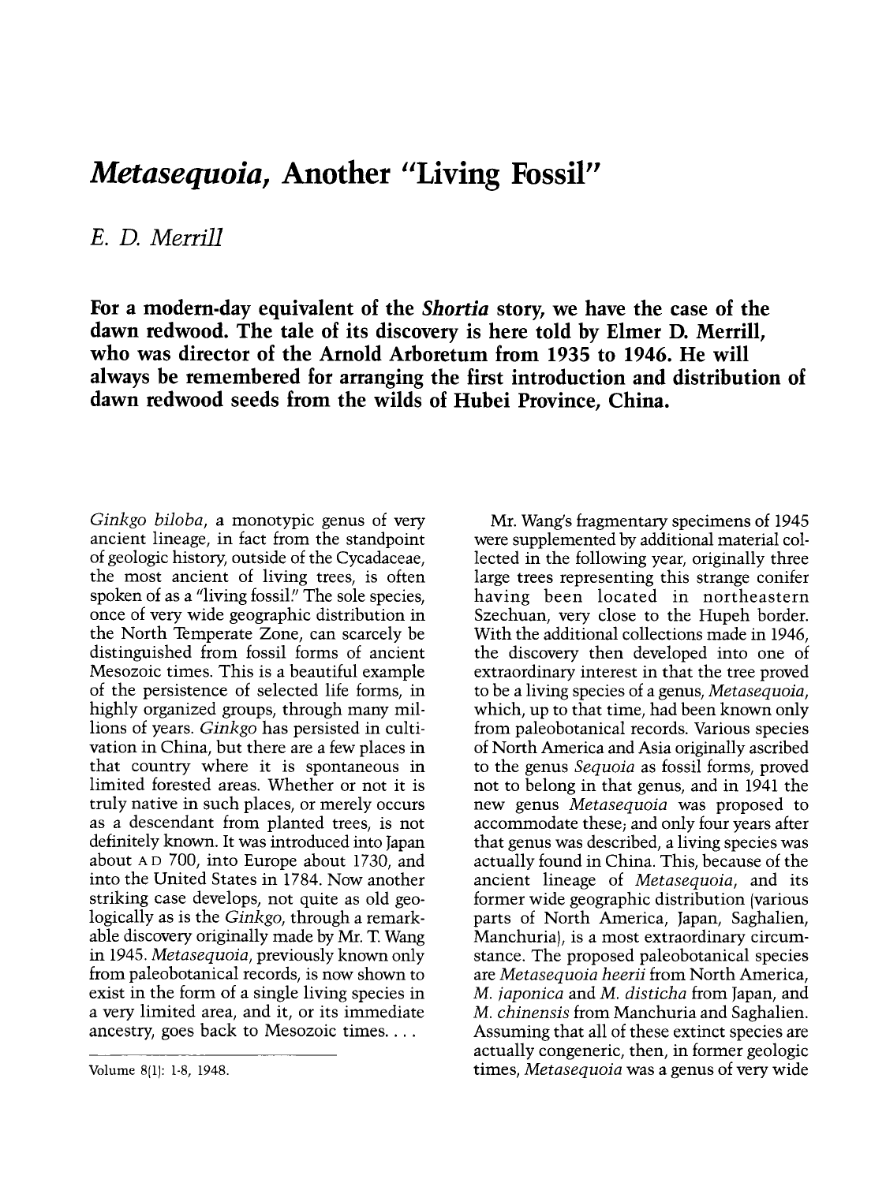# *Metasequoia*, Another "Living Fossil"

*E. D. Merrill*

**For a modern-day equivalent of the *Shortia* story, we have the case of the dawn redwood. The tale of its discovery is here told by Elmer D. Merrill, who was director of the Arnold Arboretum from 1935 to 1946. He will always be remembered for arranging the first introduction and distribution of dawn redwood seeds from the wilds of Hubei Province, China.**

*Ginkgo biloba*, a monotypic genus of very ancient lineage, in fact from the standpoint of geologic history, outside of the Cycadaceae, the most ancient of living trees, is often spoken of as a "living fossil." The sole species, once of very wide geographic distribution in the North Temperate Zone, can scarcely be distinguished from fossil forms of ancient Mesozoic times. This is a beautiful example of the persistence of selected life forms, in highly organized groups, through many millions of years. *Ginkgo* has persisted in cultivation in China, but there are a few places in that country where it is spontaneous in limited forested areas. Whether or not it is truly native in such places, or merely occurs as a descendant from planted trees, is not definitely known. It was introduced into Japan about A D 700, into Europe about 1730, and into the United States in 1784. Now another striking case develops, not quite as old geologically as is the *Ginkgo*, through a remarkable discovery originally made by Mr. T. Wang in 1945. *Metasequoia*, previously known only from paleobotanical records, is now shown to exist in the form of a single living species in a very limited area, and it, or its immediate ancestry, goes back to Mesozoic times. . . .

Volume 8(1): 1-8, 1948.

Mr. Wang's fragmentary specimens of 1945 were supplemented by additional material collected in the following year, originally three large trees representing this strange conifer having been located in northeastern Szechuan, very close to the Hupeh border. With the additional collections made in 1946, the discovery then developed into one of extraordinary interest in that the tree proved to be a living species of a genus, *Metasequoia*, which, up to that time, had been known only from paleobotanical records. Various species of North America and Asia originally ascribed to the genus *Sequoia* as fossil forms, proved not to belong in that genus, and in 1941 the new genus *Metasequoia* was proposed to accommodate these; and only four years after that genus was described, a living species was actually found in China. This, because of the ancient lineage of *Metasequoia*, and its former wide geographic distribution (various parts of North America, Japan, Saghalien, Manchuria), is a most extraordinary circumstance. The proposed paleobotanical species are *Metasequoia heerii* from North America, *M. japonica* and *M. disticha* from Japan, and *M. chinensis* from Manchuria and Saghalien. Assuming that all of these extinct species are actually congeneric, then, in former geologic times, *Metasequoia* was a genus of very wide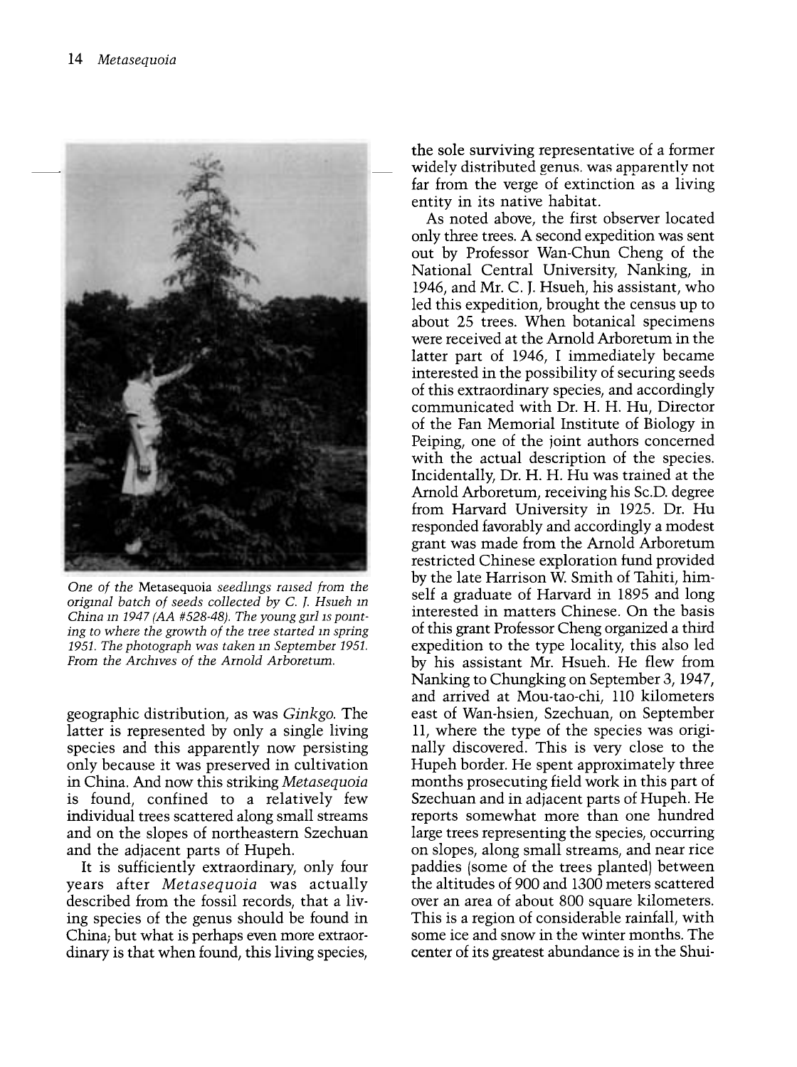*One of the* Metasequoia *seedlings raised from the original batch of seeds collected by C. J. Hsueh in China in 1947 (AA #528-48). The young girl is pointing to where the growth of the tree started in spring 1951. The photograph was taken in September 1951. From the Archives of the Arnold Arboretum.*

geographic distribution, as was *Ginkgo.* The latter is represented by only a single living species and this apparently now persisting only because it was preserved in cultivation in China. And now this striking *Metasequoia* is found, confined to a relatively few individual trees scattered along small streams and on the slopes of northeastern Szechuan and the adjacent parts of Hupeh.

It is sufficiently extraordinary, only four years after *Metasequoia* was actually described from the fossil records, that a living species of the genus should be found in China; but what is perhaps even more extraordinary is that when found, this living species, the sole surviving representative of a former widely distributed genus, was apparently not far from the verge of extinction as a living entity in its native habitat.

As noted above, the first observer located only three trees. A second expedition was sent out by Professor Wan-Chun Cheng of the National Central University, Nanking, in 1946, and Mr. C. J. Hsueh, his assistant, who led this expedition, brought the census up to about 25 trees. When botanical specimens were received at the Arnold Arboretum in the latter part of 1946, I immediately became interested in the possibility of securing seeds of this extraordinary species, and accordingly communicated with Dr. H. H. Hu, Director of the Fan Memorial Institute of Biology in Peiping, one of the joint authors concerned with the actual description of the species. Incidentally, Dr. H. H. Hu was trained at the Arnold Arboretum, receiving his Sc.D. degree from Harvard University in 1925. Dr. Hu responded favorably and accordingly a modest grant was made from the Arnold Arboretum restricted Chinese exploration fund provided by the late Harrison W. Smith of Tahiti, himself a graduate of Harvard in 1895 and long interested in matters Chinese. On the basis of this grant Professor Cheng organized a third expedition to the type locality, this also led by his assistant Mr. Hsueh. He flew from Nanking to Chungking on September 3, 1947, and arrived at Mou-tao-chi, 110 kilometers east of Wan-hsien, Szechuan, on September 11, where the type of the species was originally discovered. This is very close to the Hupeh border. He spent approximately three months prosecuting field work in this part of Szechuan and in adjacent parts of Hupeh. He reports somewhat more than one hundred large trees representing the species, occurring on slopes, along small streams, and near rice paddies (some of the trees planted) between the altitudes of 900 and 1300 meters scattered over an area of about 800 square kilometers. This is a region of considerable rainfall, with some ice and snow in the winter months. The center of its greatest abundance is in the Shui-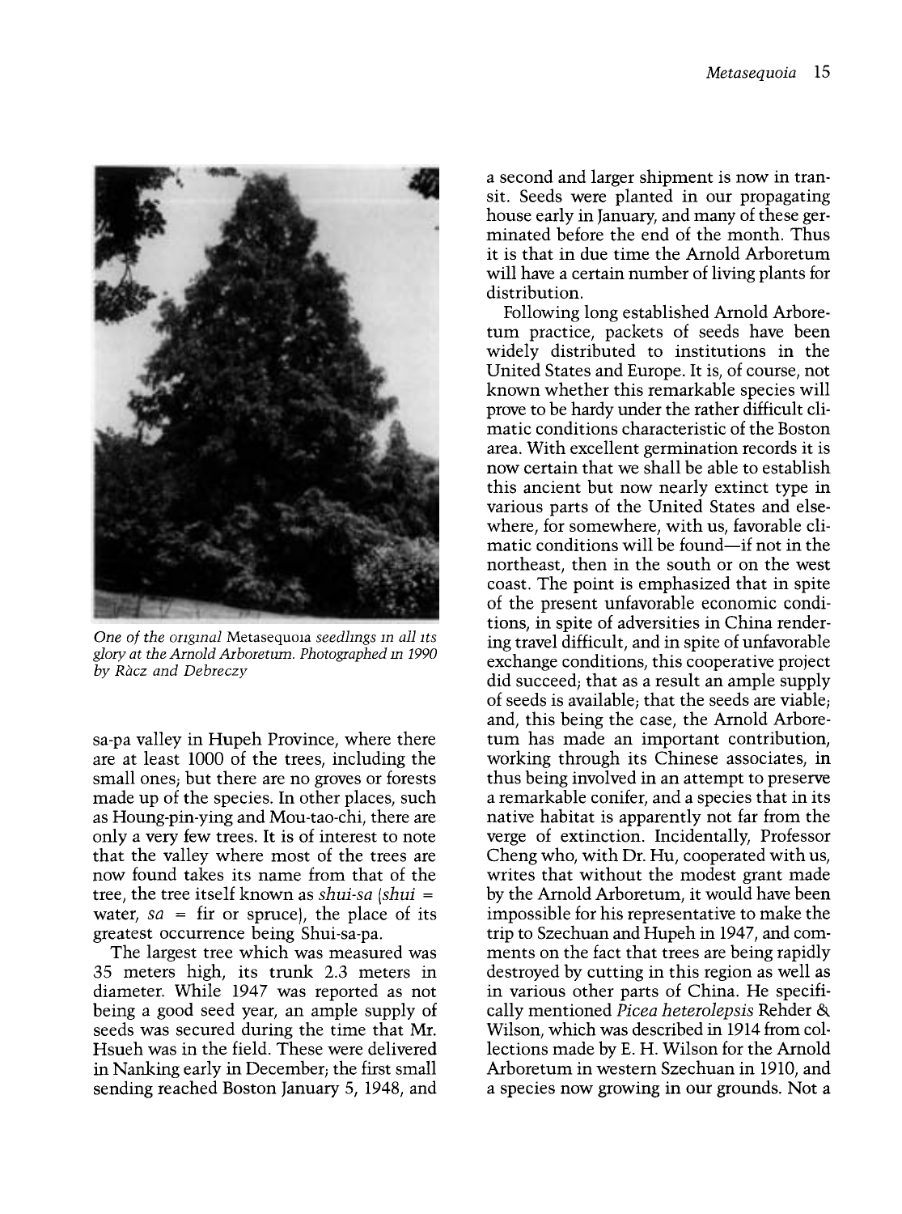*One of the original* Metasequoia *seedlings in all its glory at the Arnold Arboretum. Photographed in 1990 by Ràcz and Debreczy*

sa-pa valley in Hupeh Province, where there are at least 1000 of the trees, including the small ones; but there are no groves or forests made up of the species. In other places, such as Houng-pin-ying and Mou-tao-chi, there are only a very few trees. It is of interest to note that the valley where most of the trees are now found takes its name from that of the tree, the tree itself known as *shui-sa* (*shui* = water, *sa* = fir or spruce), the place of its greatest occurrence being Shui-sa-pa.

The largest tree which was measured was 35 meters high, its trunk 2.3 meters in diameter. While 1947 was reported as not being a good seed year, an ample supply of seeds was secured during the time that Mr. Hsueh was in the field. These were delivered in Nanking early in December; the first small sending reached Boston January 5, 1948, and a second and larger shipment is now in transit. Seeds were planted in our propagating house early in January, and many of these germinated before the end of the month. Thus it is that in due time the Arnold Arboretum will have a certain number of living plants for distribution.

Following long established Arnold Arboretum practice, packets of seeds have been widely distributed to institutions in the United States and Europe. It is, of course, not known whether this remarkable species will prove to be hardy under the rather difficult climatic conditions characteristic of the Boston area. With excellent germination records it is now certain that we shall be able to establish this ancient but now nearly extinct type in various parts of the United States and elsewhere, for somewhere, with us, favorable climatic conditions will be found—if not in the northeast, then in the south or on the west coast. The point is emphasized that in spite of the present unfavorable economic conditions, in spite of adversities in China rendering travel difficult, and in spite of unfavorable exchange conditions, this cooperative project did succeed; that as a result an ample supply of seeds is available; that the seeds are viable; and, this being the case, the Arnold Arboretum has made an important contribution, working through its Chinese associates, in thus being involved in an attempt to preserve a remarkable conifer, and a species that in its native habitat is apparently not far from the verge of extinction. Incidentally, Professor Cheng who, with Dr. Hu, cooperated with us, writes that without the modest grant made by the Arnold Arboretum, it would have been impossible for his representative to make the trip to Szechuan and Hupeh in 1947, and comments on the fact that trees are being rapidly destroyed by cutting in this region as well as in various other parts of China. He specifically mentioned *Picea heterolepsis* Rehder & Wilson, which was described in 1914 from collections made by E. H. Wilson for the Arnold Arboretum in western Szechuan in 1910, and a species now growing in our grounds. Not a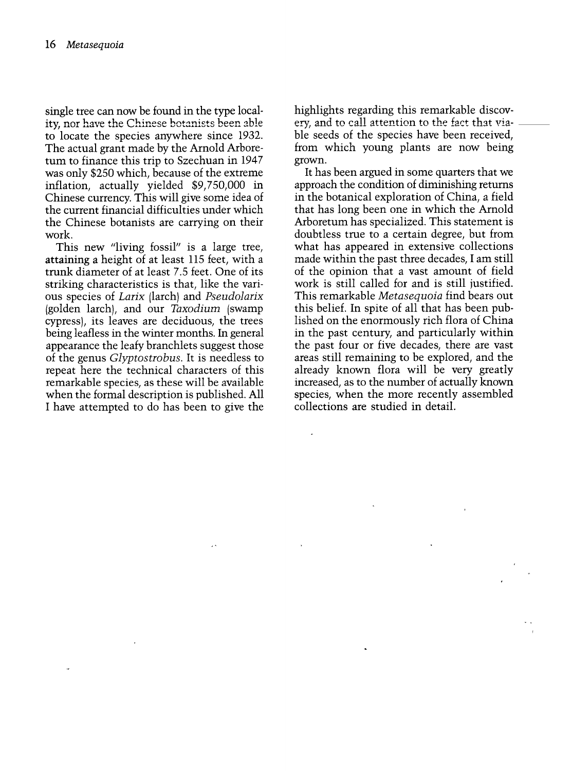single tree can now be found in the type locality, nor have the Chinese botanists been able to locate the species anywhere since 1932. The actual grant made by the Arnold Arboretum to finance this trip to Szechuan in 1947 was only $250 which, because of the extreme inflation, actually yielded $9,750,000 in Chinese currency. This will give some idea of the current financial difficulties under which the Chinese botanists are carrying on their work.

This new "living fossil" is a large tree, attaining a height of at least 115 feet, with a trunk diameter of at least 7.5 feet. One of its striking characteristics is that, like the various species of *Larix* (larch) and *Pseudolarix* (golden larch), and our *Taxodium* (swamp cypress), its leaves are deciduous, the trees being leafless in the winter months. In general appearance the leafy branchlets suggest those of the genus *Glyptostrobus*. It is needless to repeat here the technical characters of this remarkable species, as these will be available when the formal description is published. All I have attempted to do has been to give the highlights regarding this remarkable discovery, and to call attention to the fact that viable seeds of the species have been received, from which young plants are now being grown.

It has been argued in some quarters that we approach the condition of diminishing returns in the botanical exploration of China, a field that has long been one in which the Arnold Arboretum has specialized. This statement is doubtless true to a certain degree, but from what has appeared in extensive collections made within the past three decades, I am still of the opinion that a vast amount of field work is still called for and is still justified. This remarkable *Metasequoia* find bears out this belief. In spite of all that has been published on the enormously rich flora of China in the past century, and particularly within the past four or five decades, there are vast areas still remaining to be explored, and the already known flora will be very greatly increased, as to the number of actually known species, when the more recently assembled collections are studied in detail.